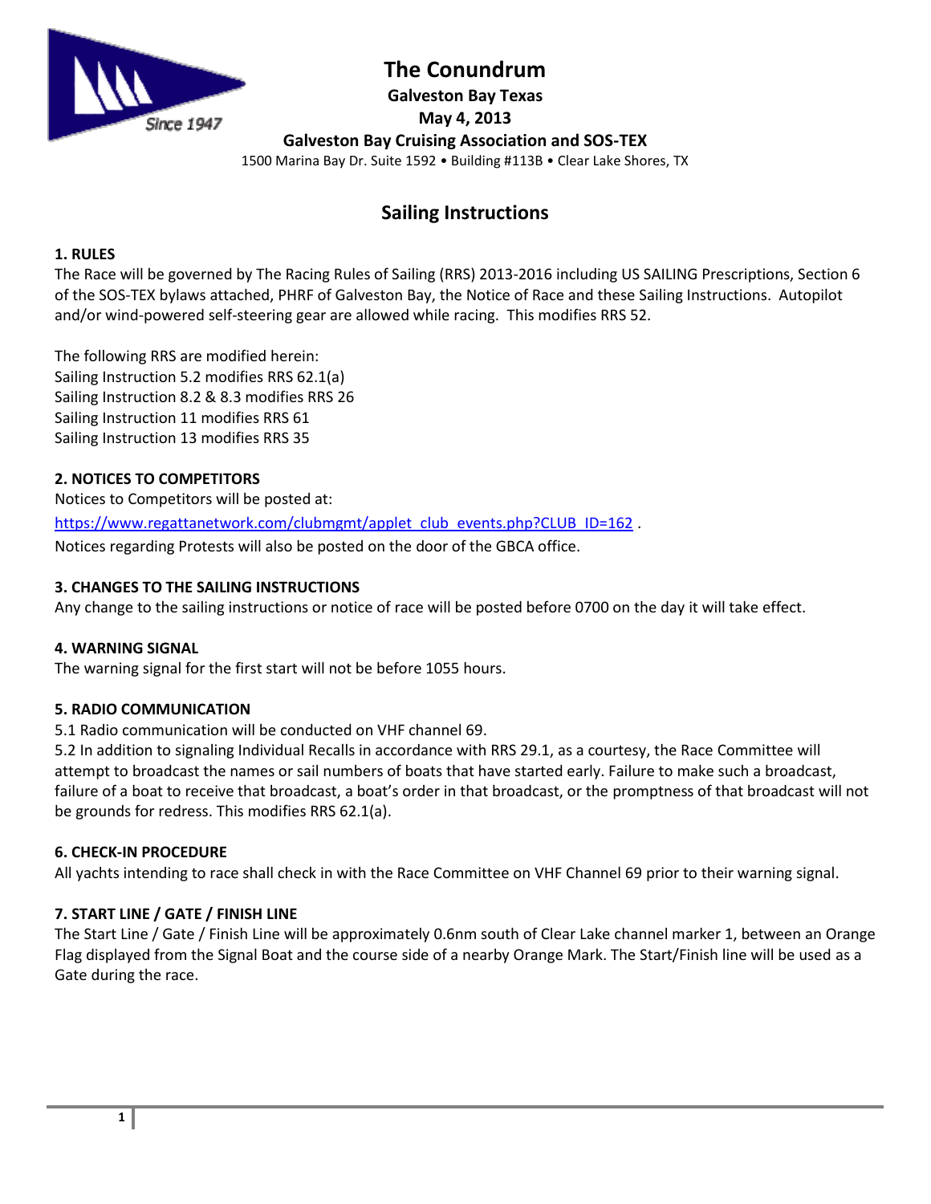# The Conundrum

**Galveston Bay Texas**

**May 4, 2013**

**Galveston Bay Cruising Association and SOS-TEX**

1500 Marina Bay Dr. Suite 1592 • Building #113B • Clear Lake Shores, TX

## Sailing Instructions

### 1. RULES

The Race will be governed by The Racing Rules of Sailing (RRS) 2013-2016 including US SAILING Prescriptions, Section 6 of the SOS-TEX bylaws attached, PHRF of Galveston Bay, the Notice of Race and these Sailing Instructions. Autopilot and/or wind-powered self-steering gear are allowed while racing. This modifies RRS 52.

The following RRS are modified herein:
Sailing Instruction 5.2 modifies RRS 62.1(a)
Sailing Instruction 8.2 & 8.3 modifies RRS 26
Sailing Instruction 11 modifies RRS 61
Sailing Instruction 13 modifies RRS 35

### 2. NOTICES TO COMPETITORS

Notices to Competitors will be posted at:

https://www.regattanetwork.com/clubmgmt/applet_club_events.php?CLUB_ID=162 .

Notices regarding Protests will also be posted on the door of the GBCA office.

### 3. CHANGES TO THE SAILING INSTRUCTIONS

Any change to the sailing instructions or notice of race will be posted before 0700 on the day it will take effect.

### 4. WARNING SIGNAL

The warning signal for the first start will not be before 1055 hours.

### 5. RADIO COMMUNICATION

5.1 Radio communication will be conducted on VHF channel 69.

5.2 In addition to signaling Individual Recalls in accordance with RRS 29.1, as a courtesy, the Race Committee will attempt to broadcast the names or sail numbers of boats that have started early. Failure to make such a broadcast, failure of a boat to receive that broadcast, a boat's order in that broadcast, or the promptness of that broadcast will not be grounds for redress. This modifies RRS 62.1(a).

### 6. CHECK-IN PROCEDURE

All yachts intending to race shall check in with the Race Committee on VHF Channel 69 prior to their warning signal.

### 7. START LINE / GATE / FINISH LINE

The Start Line / Gate / Finish Line will be approximately 0.6nm south of Clear Lake channel marker 1, between an Orange Flag displayed from the Signal Boat and the course side of a nearby Orange Mark. The Start/Finish line will be used as a Gate during the race.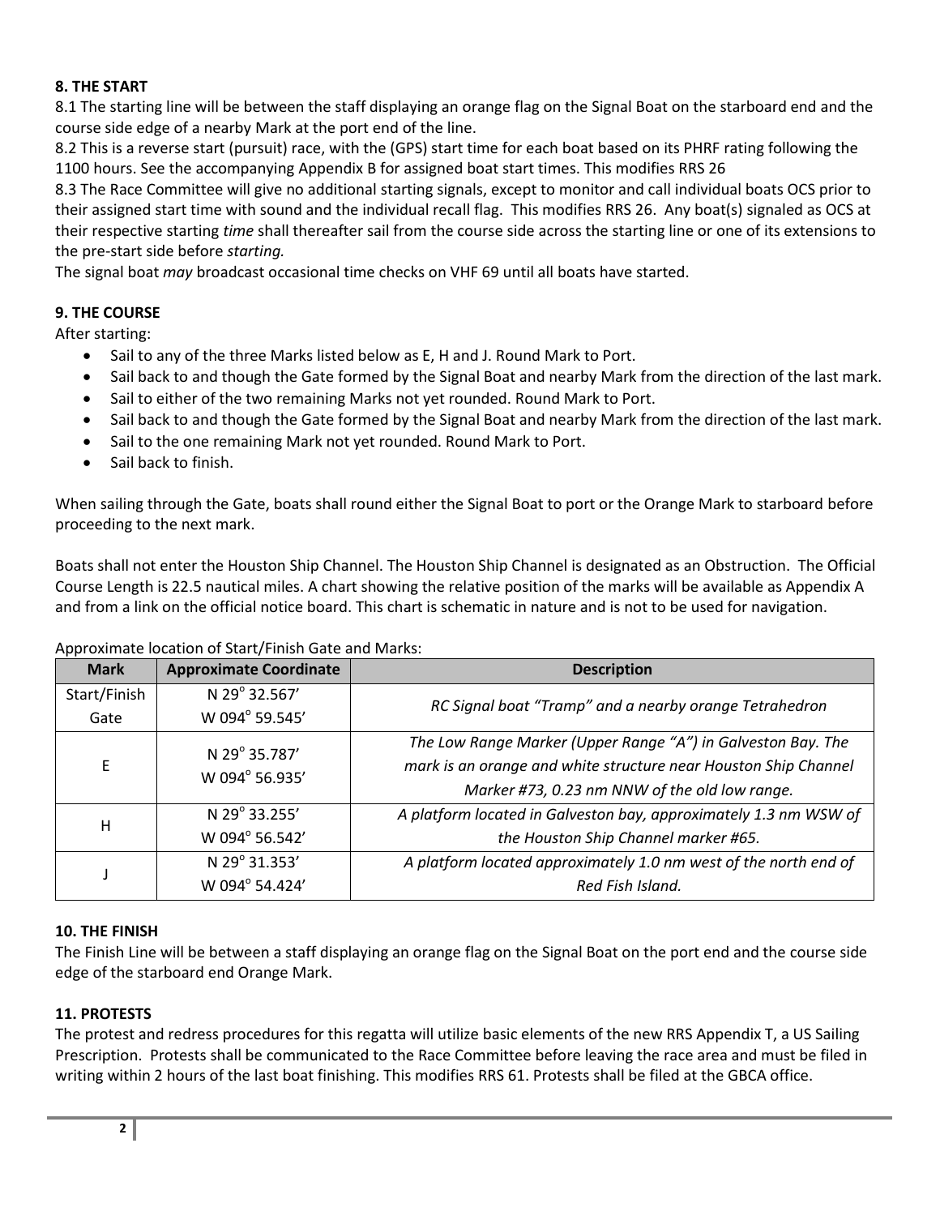### 8. THE START

8.1 The starting line will be between the staff displaying an orange flag on the Signal Boat on the starboard end and the course side edge of a nearby Mark at the port end of the line.

8.2 This is a reverse start (pursuit) race, with the (GPS) start time for each boat based on its PHRF rating following the 1100 hours. See the accompanying Appendix B for assigned boat start times. This modifies RRS 26

8.3 The Race Committee will give no additional starting signals, except to monitor and call individual boats OCS prior to their assigned start time with sound and the individual recall flag. This modifies RRS 26. Any boat(s) signaled as OCS at their respective starting *time* shall thereafter sail from the course side across the starting line or one of its extensions to the pre-start side before *starting.*

The signal boat *may* broadcast occasional time checks on VHF 69 until all boats have started.

### 9. THE COURSE

After starting:

- Sail to any of the three Marks listed below as E, H and J. Round Mark to Port.
- Sail back to and though the Gate formed by the Signal Boat and nearby Mark from the direction of the last mark.
- Sail to either of the two remaining Marks not yet rounded. Round Mark to Port.
- Sail back to and though the Gate formed by the Signal Boat and nearby Mark from the direction of the last mark.
- Sail to the one remaining Mark not yet rounded. Round Mark to Port.
- Sail back to finish.

When sailing through the Gate, boats shall round either the Signal Boat to port or the Orange Mark to starboard before proceeding to the next mark.

Boats shall not enter the Houston Ship Channel. The Houston Ship Channel is designated as an Obstruction. The Official Course Length is 22.5 nautical miles. A chart showing the relative position of the marks will be available as Appendix A and from a link on the official notice board. This chart is schematic in nature and is not to be used for navigation.

Approximate location of Start/Finish Gate and Marks:

| Mark | Approximate Coordinate | Description |
|---|---|---|
| Start/Finish Gate | N 29° 32.567' W 094° 59.545' | *RC Signal boat "Tramp" and a nearby orange Tetrahedron* |
| E | N 29° 35.787' W 094° 56.935' | *The Low Range Marker (Upper Range "A") in Galveston Bay. The mark is an orange and white structure near Houston Ship Channel Marker #73, 0.23 nm NNW of the old low range.* |
| H | N 29° 33.255' W 094° 56.542' | *A platform located in Galveston bay, approximately 1.3 nm WSW of the Houston Ship Channel marker #65.* |
| J | N 29° 31.353' W 094° 54.424' | *A platform located approximately 1.0 nm west of the north end of Red Fish Island.* |

### 10. THE FINISH

The Finish Line will be between a staff displaying an orange flag on the Signal Boat on the port end and the course side edge of the starboard end Orange Mark.

### 11. PROTESTS

The protest and redress procedures for this regatta will utilize basic elements of the new RRS Appendix T, a US Sailing Prescription. Protests shall be communicated to the Race Committee before leaving the race area and must be filed in writing within 2 hours of the last boat finishing. This modifies RRS 61. Protests shall be filed at the GBCA office.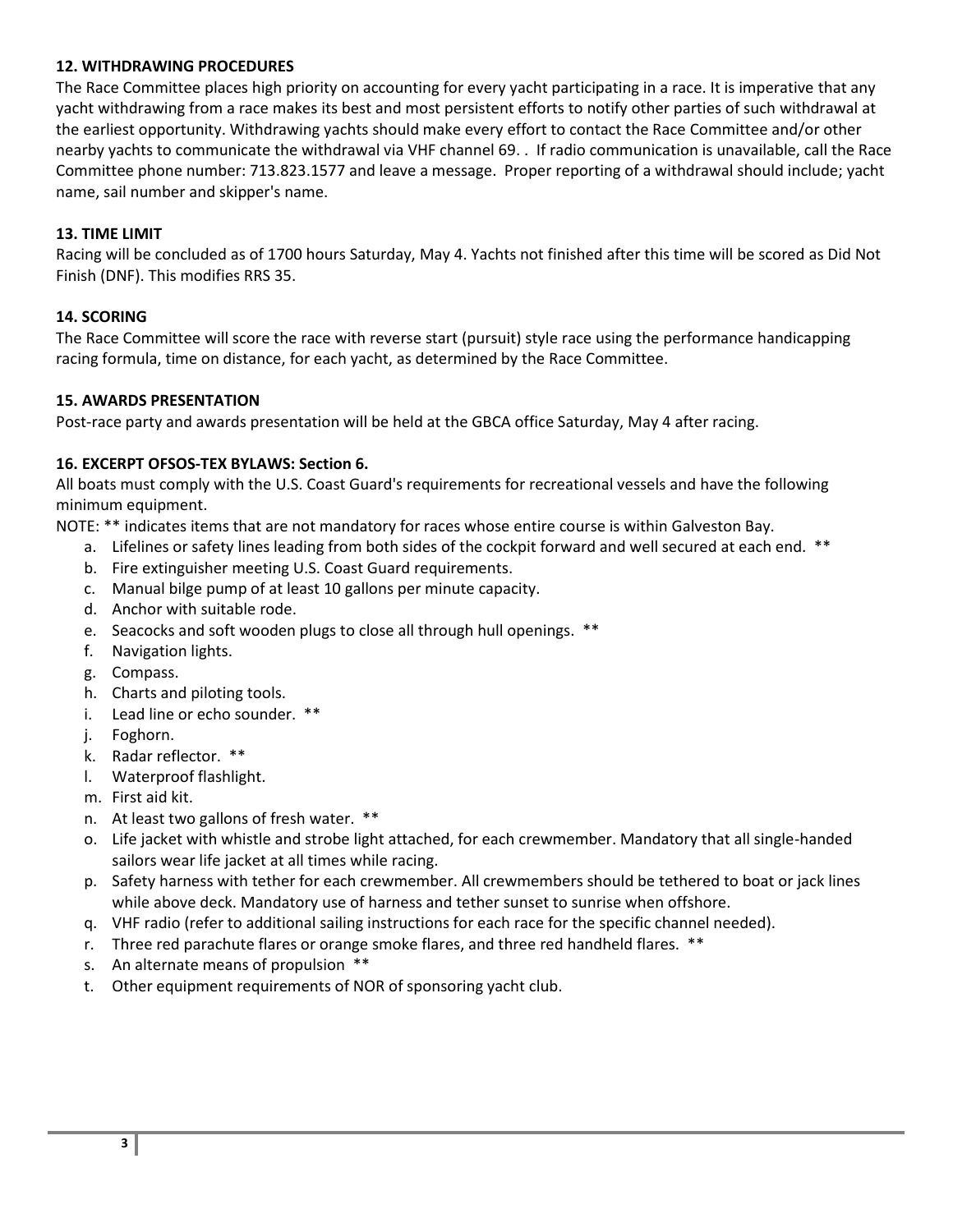**12. WITHDRAWING PROCEDURES**

The Race Committee places high priority on accounting for every yacht participating in a race. It is imperative that any yacht withdrawing from a race makes its best and most persistent efforts to notify other parties of such withdrawal at the earliest opportunity. Withdrawing yachts should make every effort to contact the Race Committee and/or other nearby yachts to communicate the withdrawal via VHF channel 69. . If radio communication is unavailable, call the Race Committee phone number: 713.823.1577 and leave a message. Proper reporting of a withdrawal should include; yacht name, sail number and skipper's name.

**13. TIME LIMIT**

Racing will be concluded as of 1700 hours Saturday, May 4. Yachts not finished after this time will be scored as Did Not Finish (DNF). This modifies RRS 35.

**14. SCORING**

The Race Committee will score the race with reverse start (pursuit) style race using the performance handicapping racing formula, time on distance, for each yacht, as determined by the Race Committee.

**15. AWARDS PRESENTATION**

Post-race party and awards presentation will be held at the GBCA office Saturday, May 4 after racing.

**16. EXCERPT OFSOS-TEX BYLAWS: Section 6.**

All boats must comply with the U.S. Coast Guard's requirements for recreational vessels and have the following minimum equipment.

NOTE: ** indicates items that are not mandatory for races whose entire course is within Galveston Bay.

a. Lifelines or safety lines leading from both sides of the cockpit forward and well secured at each end. **
b. Fire extinguisher meeting U.S. Coast Guard requirements.
c. Manual bilge pump of at least 10 gallons per minute capacity.
d. Anchor with suitable rode.
e. Seacocks and soft wooden plugs to close all through hull openings. **
f. Navigation lights.
g. Compass.
h. Charts and piloting tools.
i. Lead line or echo sounder. **
j. Foghorn.
k. Radar reflector. **
l. Waterproof flashlight.
m. First aid kit.
n. At least two gallons of fresh water. **
o. Life jacket with whistle and strobe light attached, for each crewmember. Mandatory that all single-handed sailors wear life jacket at all times while racing.
p. Safety harness with tether for each crewmember. All crewmembers should be tethered to boat or jack lines while above deck. Mandatory use of harness and tether sunset to sunrise when offshore.
q. VHF radio (refer to additional sailing instructions for each race for the specific channel needed).
r. Three red parachute flares or orange smoke flares, and three red handheld flares. **
s. An alternate means of propulsion **
t. Other equipment requirements of NOR of sponsoring yacht club.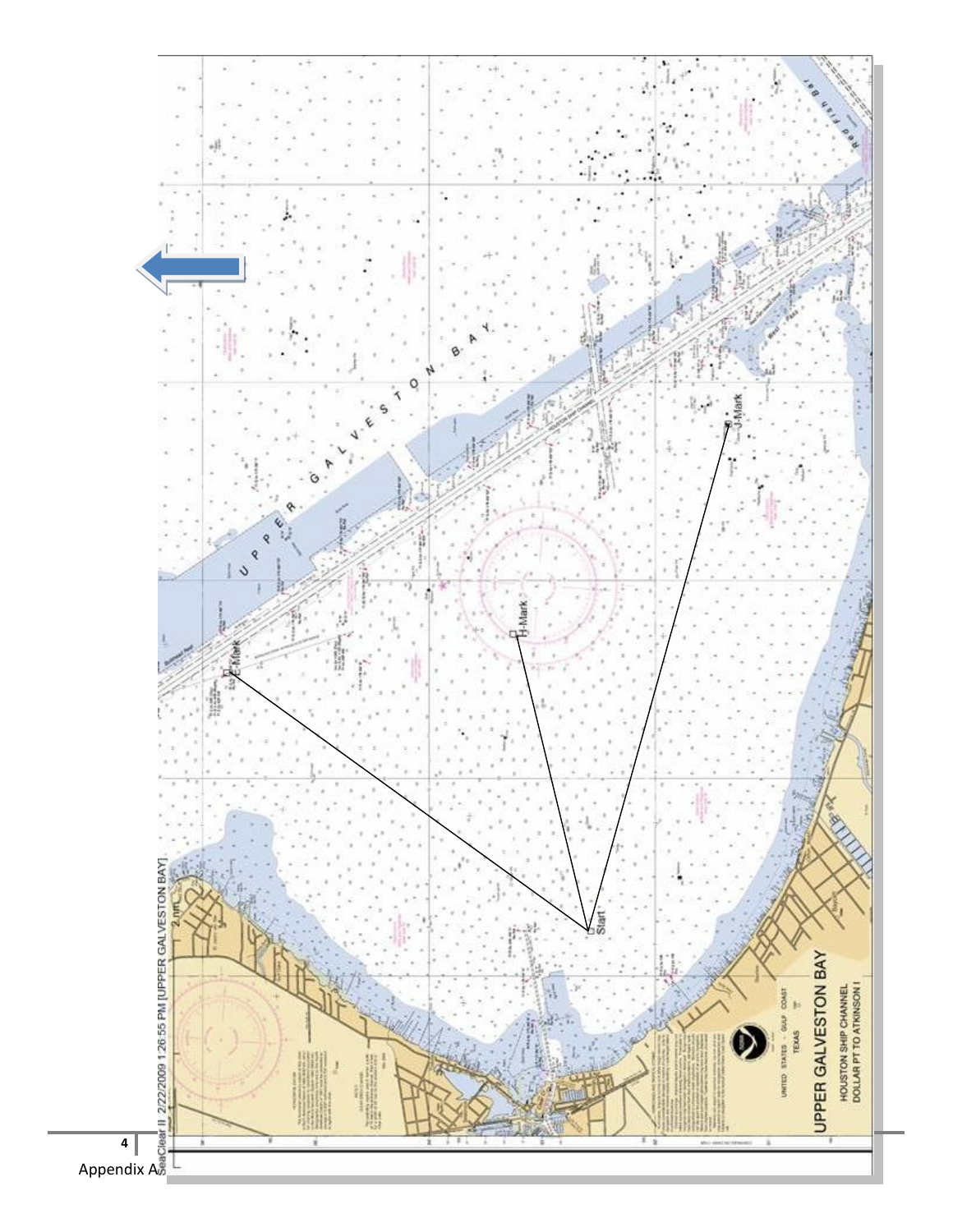SeaClear II 2/22/2009 1:26:55 PM [UPPER GALVESTON BAY]

2 nm

UPPER GALVESTON BAY

E-Mark

H-Mark

J-Mark

Start

UPPER GALVESTON BAY

HOUSTON SHIP CHANNEL

DOLLAR PT TO ATKINSON I

UNITED STATES - GULF COAST

TEXAS

Red Fish Bar

Appendix A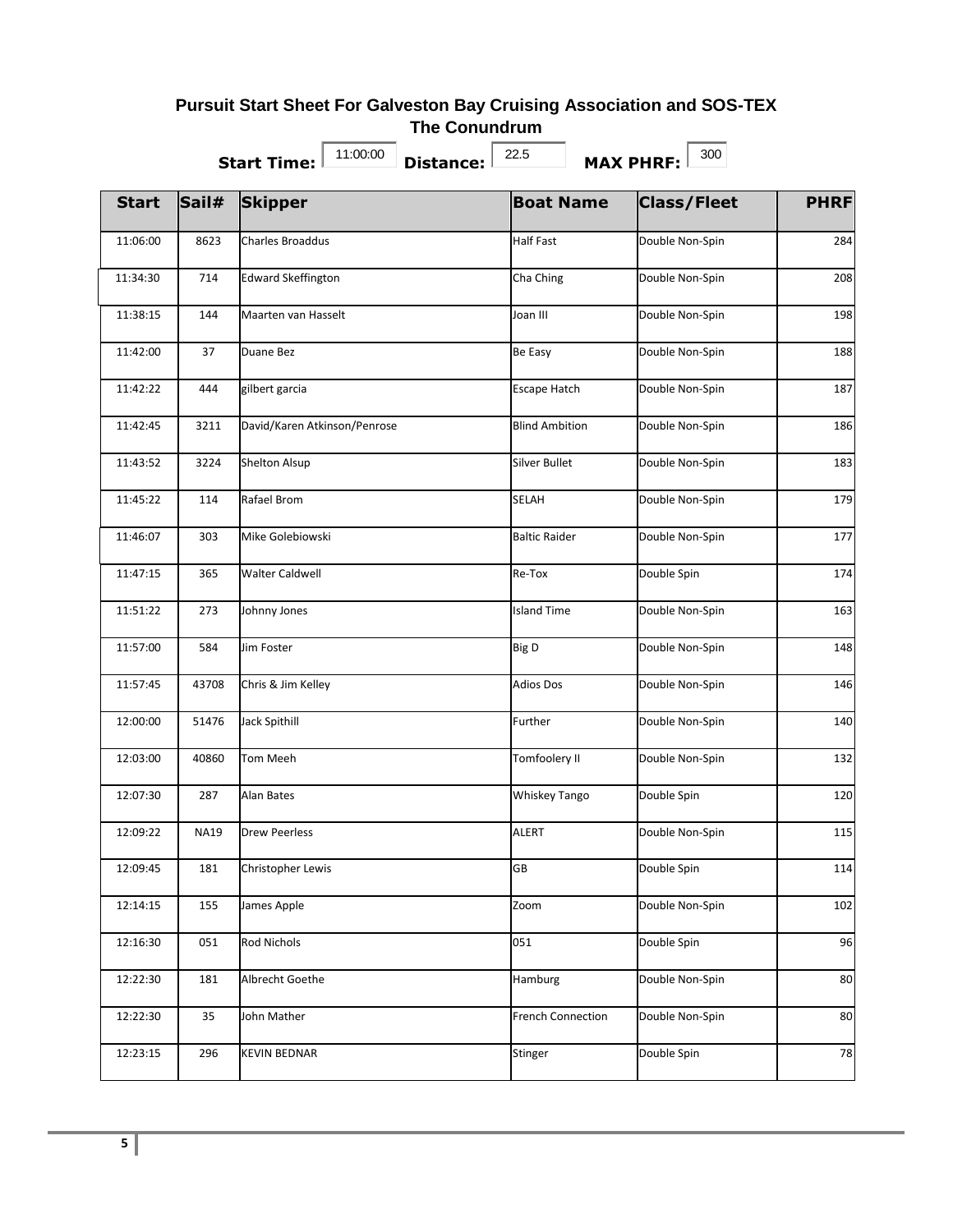## Pursuit Start Sheet For Galveston Bay Cruising Association and SOS-TEX

### The Conundrum

**Start Time:** 11:00:00 **Distance:** 22.5 **MAX PHRF:** 300

| Start | Sail# | Skipper | Boat Name | Class/Fleet | PHRF |
|---|---|---|---|---|---|
| 11:06:00 | 8623 | Charles Broaddus | Half Fast | Double Non-Spin | 284 |
| 11:34:30 | 714 | Edward Skeffington | Cha Ching | Double Non-Spin | 208 |
| 11:38:15 | 144 | Maarten van Hasselt | Joan III | Double Non-Spin | 198 |
| 11:42:00 | 37 | Duane Bez | Be Easy | Double Non-Spin | 188 |
| 11:42:22 | 444 | gilbert garcia | Escape Hatch | Double Non-Spin | 187 |
| 11:42:45 | 3211 | David/Karen Atkinson/Penrose | Blind Ambition | Double Non-Spin | 186 |
| 11:43:52 | 3224 | Shelton Alsup | Silver Bullet | Double Non-Spin | 183 |
| 11:45:22 | 114 | Rafael Brom | SELAH | Double Non-Spin | 179 |
| 11:46:07 | 303 | Mike Golebiowski | Baltic Raider | Double Non-Spin | 177 |
| 11:47:15 | 365 | Walter Caldwell | Re-Tox | Double Spin | 174 |
| 11:51:22 | 273 | Johnny Jones | Island Time | Double Non-Spin | 163 |
| 11:57:00 | 584 | Jim Foster | Big D | Double Non-Spin | 148 |
| 11:57:45 | 43708 | Chris & Jim Kelley | Adios Dos | Double Non-Spin | 146 |
| 12:00:00 | 51476 | Jack Spithill | Further | Double Non-Spin | 140 |
| 12:03:00 | 40860 | Tom Meeh | Tomfoolery II | Double Non-Spin | 132 |
| 12:07:30 | 287 | Alan Bates | Whiskey Tango | Double Spin | 120 |
| 12:09:22 | NA19 | Drew Peerless | ALERT | Double Non-Spin | 115 |
| 12:09:45 | 181 | Christopher Lewis | GB | Double Spin | 114 |
| 12:14:15 | 155 | James Apple | Zoom | Double Non-Spin | 102 |
| 12:16:30 | 051 | Rod Nichols | 051 | Double Spin | 96 |
| 12:22:30 | 181 | Albrecht Goethe | Hamburg | Double Non-Spin | 80 |
| 12:22:30 | 35 | John Mather | French Connection | Double Non-Spin | 80 |
| 12:23:15 | 296 | KEVIN BEDNAR | Stinger | Double Spin | 78 |